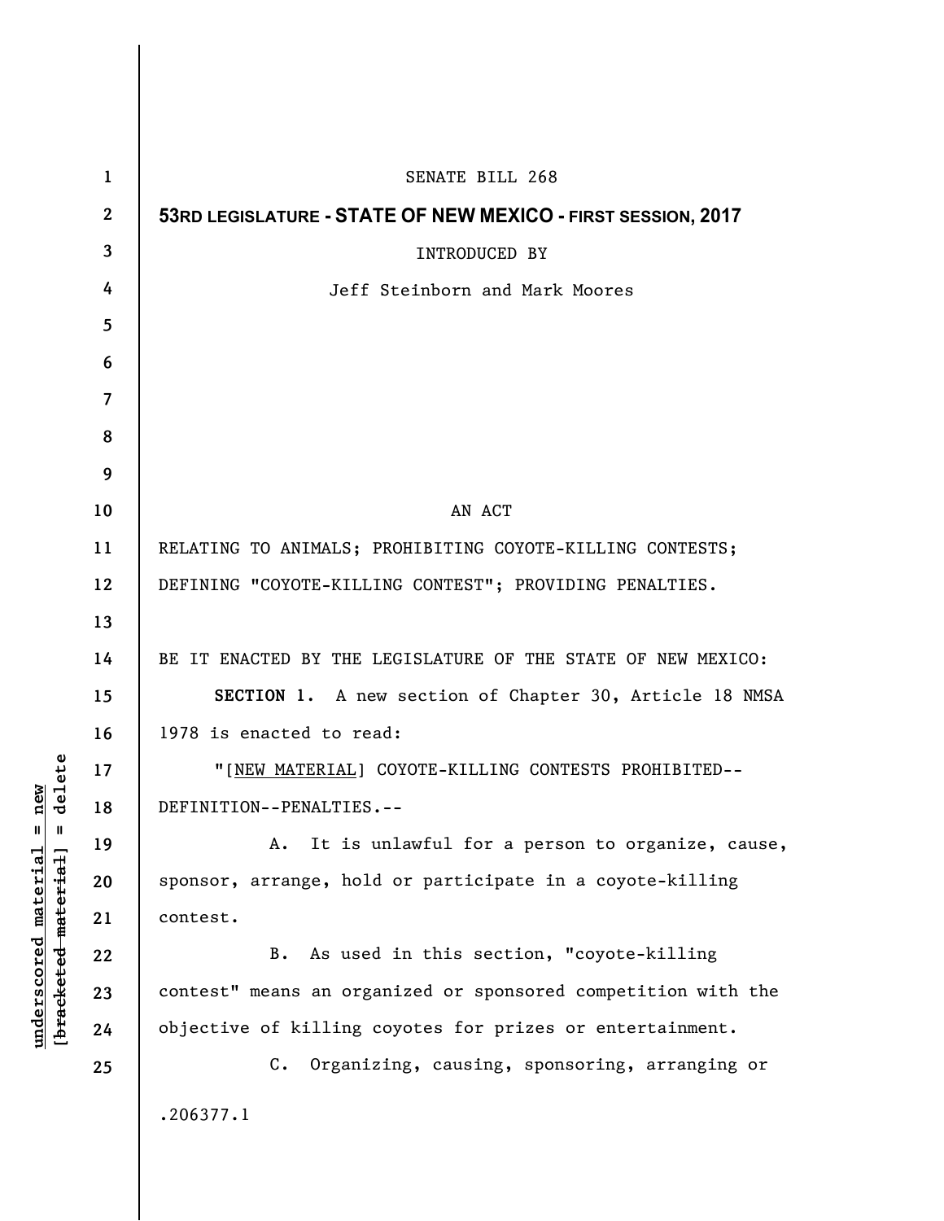SENATE BILL 268

**53RD LEGISLATURE - STATE OF NEW MEXICO - FIRST SESSION, 2017**

INTRODUCED BY

Jeff Steinborn and Mark Moores

AN ACT

RELATING TO ANIMALS; PROHIBITING COYOTE-KILLING CONTESTS; DEFINING "COYOTE-KILLING CONTEST"; PROVIDING PENALTIES.

BE IT ENACTED BY THE LEGISLATURE OF THE STATE OF NEW MEXICO:

**SECTION 1.** A new section of Chapter 30, Article 18 NMSA 1978 is enacted to read:

"[NEW MATERIAL] COYOTE-KILLING CONTESTS PROHIBITED--DEFINITION--PENALTIES.--

A. It is unlawful for a person to organize, cause, sponsor, arrange, hold or participate in a coyote-killing contest.

B. As used in this section, "coyote-killing contest" means an organized or sponsored competition with the objective of killing coyotes for prizes or entertainment.

C. Organizing, causing, sponsoring, arranging or

.206377.1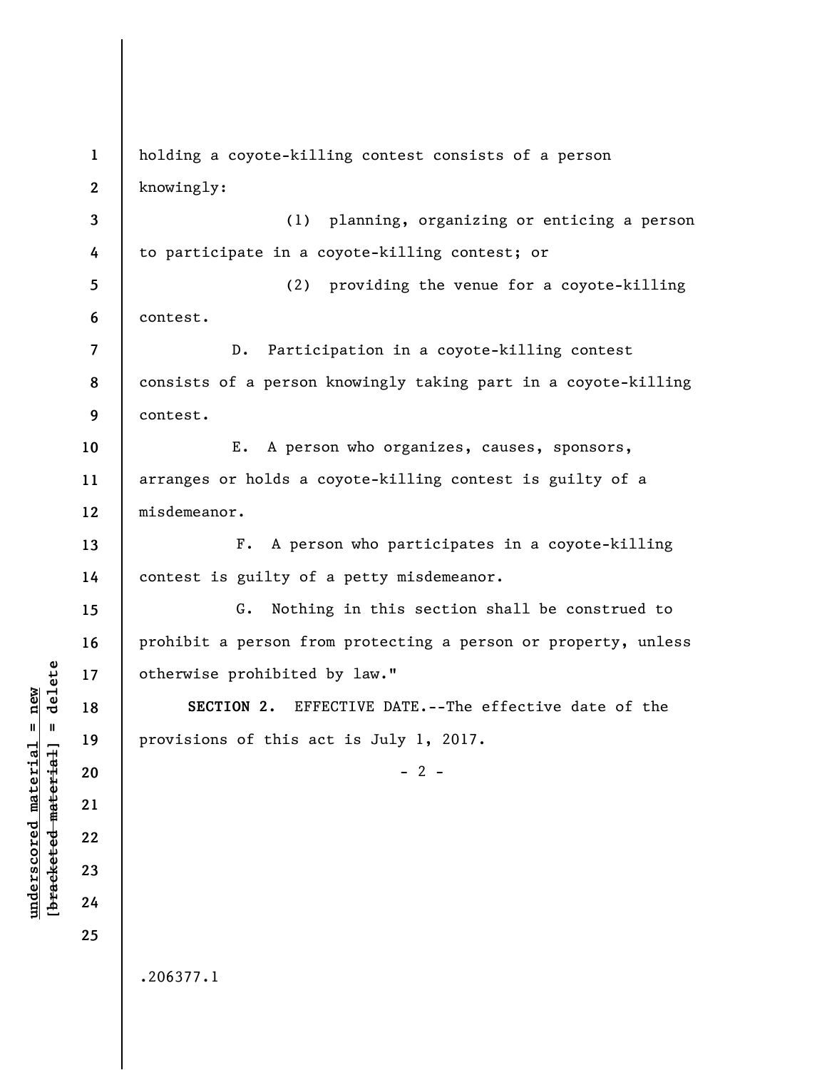holding a coyote-killing contest consists of a person knowingly:

(1) planning, organizing or enticing a person to participate in a coyote-killing contest; or

(2) providing the venue for a coyote-killing contest.

D. Participation in a coyote-killing contest consists of a person knowingly taking part in a coyote-killing contest.

E. A person who organizes, causes, sponsors, arranges or holds a coyote-killing contest is guilty of a misdemeanor.

F. A person who participates in a coyote-killing contest is guilty of a petty misdemeanor.

G. Nothing in this section shall be construed to prohibit a person from protecting a person or property, unless otherwise prohibited by law."

**SECTION 2.** EFFECTIVE DATE.--The effective date of the provisions of this act is July 1, 2017.

.206377.1